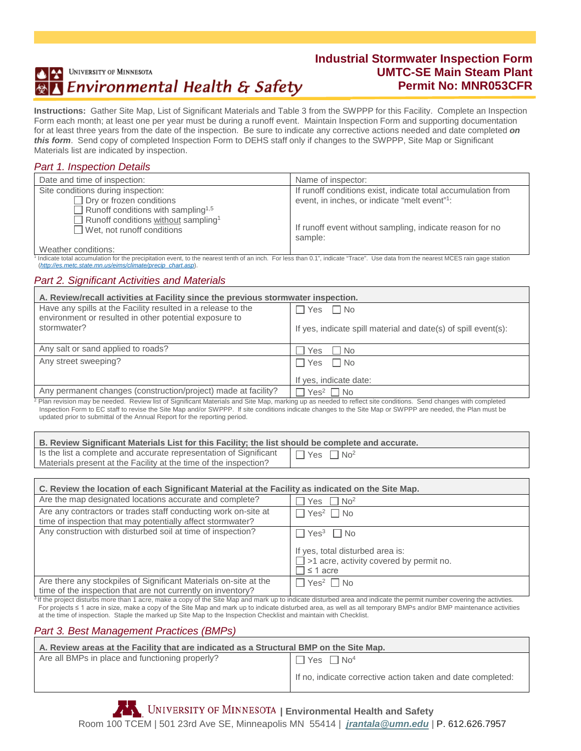University of Minnesota
Environmental Health & Safety

# Industrial Stormwater Inspection Form
## UMTC-SE Main Steam Plant
## Permit No: MNR053CFR

**Instructions:** Gather Site Map, List of Significant Materials and Table 3 from the SWPPP for this Facility. Complete an Inspection Form each month; at least one per year must be during a runoff event. Maintain Inspection Form and supporting documentation for at least three years from the date of the inspection. Be sure to indicate any corrective actions needed and date completed ***on this form***. Send copy of completed Inspection Form to DEHS staff only if changes to the SWPPP, Site Map or Significant Materials list are indicated by inspection.

## *Part 1. Inspection Details*

| Date and time of inspection: | Name of inspector: |
|---|---|
| Site conditions during inspection:<br>☐ Dry or frozen conditions<br>☐ Runoff conditions with sampling[1,5]<br>☐ Runoff conditions without sampling[1]<br>☐ Wet, not runoff conditions<br><br>Weather conditions: | If runoff conditions exist, indicate total accumulation from event, in inches, or indicate "melt event"[1]:<br><br>If runoff event without sampling, indicate reason for no sample: |

[1] Indicate total accumulation for the precipitation event, to the nearest tenth of an inch. For less than 0.1", indicate "Trace". Use data from the nearest MCES rain gage station (*http://es.metc.state.mn.us/eims/climate/precip_chart.asp*).

## *Part 2. Significant Activities and Materials*

| **A. Review/recall activities at Facility since the previous stormwater inspection.** | |
|---|---|
| Have any spills at the Facility resulted in a release to the environment or resulted in other potential exposure to stormwater? | ☐ Yes ☐ No<br><br>If yes, indicate spill material and date(s) of spill event(s): |
| Any salt or sand applied to roads? | ☐ Yes ☐ No |
| Any street sweeping? | ☐ Yes ☐ No<br><br>If yes, indicate date: |
| Any permanent changes (construction/project) made at facility? | ☐ Yes[2] ☐ No |

[2] Plan revision may be needed. Review list of Significant Materials and Site Map, marking up as needed to reflect site conditions. Send changes with completed Inspection Form to EC staff to revise the Site Map and/or SWPPP. If site conditions indicate changes to the Site Map or SWPPP are needed, the Plan must be updated prior to submittal of the Annual Report for the reporting period.

| **B. Review Significant Materials List for this Facility; the list should be complete and accurate.** | |
|---|---|
| Is the list a complete and accurate representation of Significant Materials present at the Facility at the time of the inspection? | ☐ Yes ☐ No[2] |

| **C. Review the location of each Significant Material at the Facility as indicated on the Site Map.** | |
|---|---|
| Are the map designated locations accurate and complete? | ☐ Yes ☐ No[2] |
| Are any contractors or trades staff conducting work on-site at time of inspection that may potentially affect stormwater? | ☐ Yes[2] ☐ No |
| Any construction with disturbed soil at time of inspection? | ☐ Yes[3] ☐ No<br><br>If yes, total disturbed area is:<br>☐ >1 acre, activity covered by permit no.<br>☐ ≤ 1 acre |
| Are there any stockpiles of Significant Materials on-site at the time of the inspection that are not currently on inventory? | ☐ Yes[2] ☐ No |

[3] If the project disturbs more than 1 acre, make a copy of the Site Map and mark up to indicate disturbed area and indicate the permit number covering the activties. For projects ≤ 1 acre in size, make a copy of the Site Map and mark up to indicate disturbed area, as well as all temporary BMPs and/or BMP maintenance activities at the time of inspection. Staple the marked up Site Map to the Inspection Checklist and maintain with Checklist.

## *Part 3. Best Management Practices (BMPs)*

| **A. Review areas at the Facility that are indicated as a Structural BMP on the Site Map.** | |
|---|---|
| Are all BMPs in place and functioning properly? | ☐ Yes ☐ No[4]<br><br>If no, indicate corrective action taken and date completed: |

University of Minnesota | Environmental Health and Safety
Room 100 TCEM | 501 23rd Ave SE, Minneapolis MN 55414 | ***jrantala@umn.edu*** | P. 612.626.7957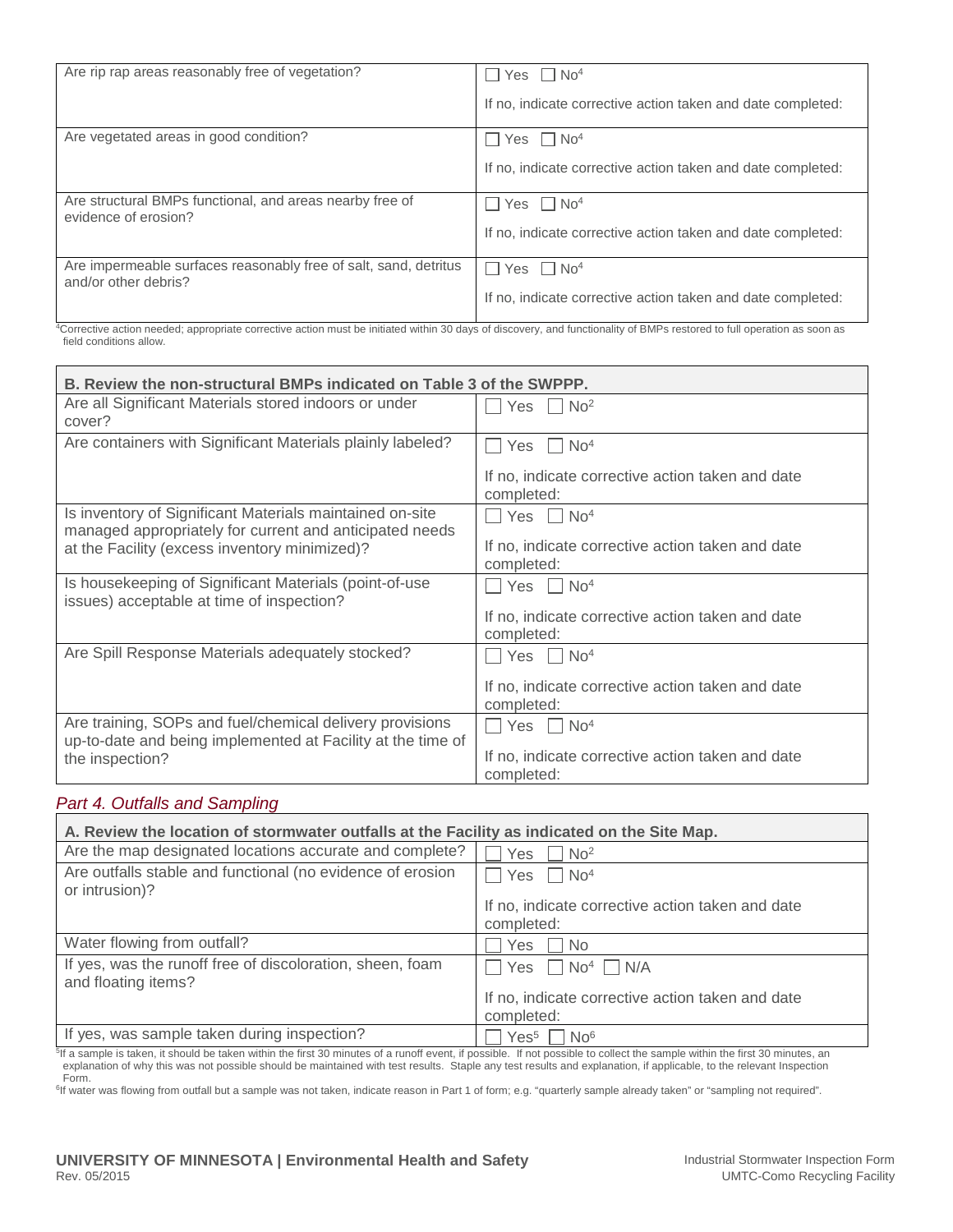| | |
|---|---|
| Are rip rap areas reasonably free of vegetation? | ☐ Yes ☐ No[4]<br><br>If no, indicate corrective action taken and date completed: |
| Are vegetated areas in good condition? | ☐ Yes ☐ No[4]<br><br>If no, indicate corrective action taken and date completed: |
| Are structural BMPs functional, and areas nearby free of evidence of erosion? | ☐ Yes ☐ No[4]<br><br>If no, indicate corrective action taken and date completed: |
| Are impermeable surfaces reasonably free of salt, sand, detritus and/or other debris? | ☐ Yes ☐ No[4]<br><br>If no, indicate corrective action taken and date completed: |

[4]Corrective action needed; appropriate corrective action must be initiated within 30 days of discovery, and functionality of BMPs restored to full operation as soon as field conditions allow.

| **B. Review the non-structural BMPs indicated on Table 3 of the SWPPP.** | |
|---|---|
| Are all Significant Materials stored indoors or under cover? | ☐ Yes ☐ No[2] |
| Are containers with Significant Materials plainly labeled? | ☐ Yes ☐ No[4]<br><br>If no, indicate corrective action taken and date completed: |
| Is inventory of Significant Materials maintained on-site managed appropriately for current and anticipated needs at the Facility (excess inventory minimized)? | ☐ Yes ☐ No[4]<br><br>If no, indicate corrective action taken and date completed: |
| Is housekeeping of Significant Materials (point-of-use issues) acceptable at time of inspection? | ☐ Yes ☐ No[4]<br><br>If no, indicate corrective action taken and date completed: |
| Are Spill Response Materials adequately stocked? | ☐ Yes ☐ No[4]<br><br>If no, indicate corrective action taken and date completed: |
| Are training, SOPs and fuel/chemical delivery provisions up-to-date and being implemented at Facility at the time of the inspection? | ☐ Yes ☐ No[4]<br><br>If no, indicate corrective action taken and date completed: |

## *Part 4. Outfalls and Sampling*

| **A. Review the location of stormwater outfalls at the Facility as indicated on the Site Map.** | |
|---|---|
| Are the map designated locations accurate and complete? | ☐ Yes ☐ No[2] |
| Are outfalls stable and functional (no evidence of erosion or intrusion)? | ☐ Yes ☐ No[4]<br><br>If no, indicate corrective action taken and date completed: |
| Water flowing from outfall? | ☐ Yes ☐ No |
| If yes, was the runoff free of discoloration, sheen, foam and floating items? | ☐ Yes ☐ No[4] ☐ N/A<br><br>If no, indicate corrective action taken and date completed: |
| If yes, was sample taken during inspection? | ☐ Yes[5] ☐ No[6] |

[5]If a sample is taken, it should be taken within the first 30 minutes of a runoff event, if possible. If not possible to collect the sample within the first 30 minutes, an explanation of why this was not possible should be maintained with test results. Staple any test results and explanation, if applicable, to the relevant Inspection Form.

[6]If water was flowing from outfall but a sample was not taken, indicate reason in Part 1 of form; e.g. "quarterly sample already taken" or "sampling not required".